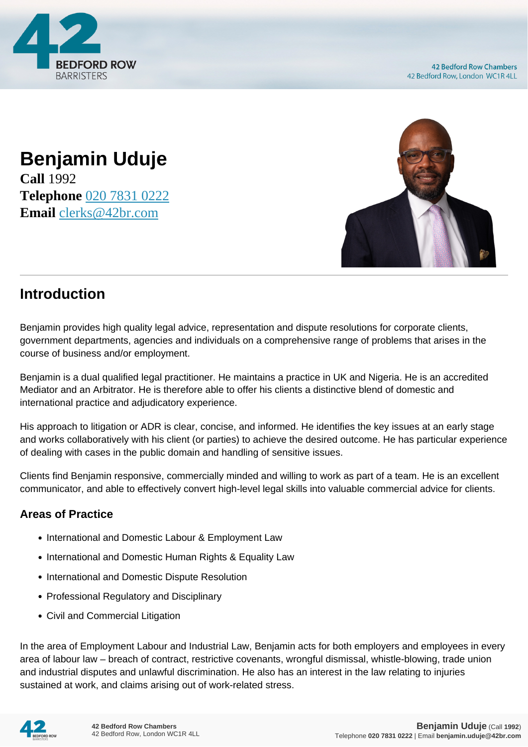# Benjamin Uduje

**Call** 1992
**Telephone** 020 7831 0222
**Email** clerks@42br.com

## Introduction

Benjamin provides high quality legal advice, representation and dispute resolutions for corporate clients, government departments, agencies and individuals on a comprehensive range of problems that arises in the course of business and/or employment.

Benjamin is a dual qualified legal practitioner. He maintains a practice in UK and Nigeria. He is an accredited Mediator and an Arbitrator. He is therefore able to offer his clients a distinctive blend of domestic and international practice and adjudicatory experience.

His approach to litigation or ADR is clear, concise, and informed. He identifies the key issues at an early stage and works collaboratively with his client (or parties) to achieve the desired outcome. He has particular experience of dealing with cases in the public domain and handling of sensitive issues.

Clients find Benjamin responsive, commercially minded and willing to work as part of a team. He is an excellent communicator, and able to effectively convert high-level legal skills into valuable commercial advice for clients.

### Areas of Practice

- International and Domestic Labour & Employment Law
- International and Domestic Human Rights & Equality Law
- International and Domestic Dispute Resolution
- Professional Regulatory and Disciplinary
- Civil and Commercial Litigation

In the area of Employment Labour and Industrial Law, Benjamin acts for both employers and employees in every area of labour law – breach of contract, restrictive covenants, wrongful dismissal, whistle-blowing, trade union and industrial disputes and unlawful discrimination. He also has an interest in the law relating to injuries sustained at work, and claims arising out of work-related stress.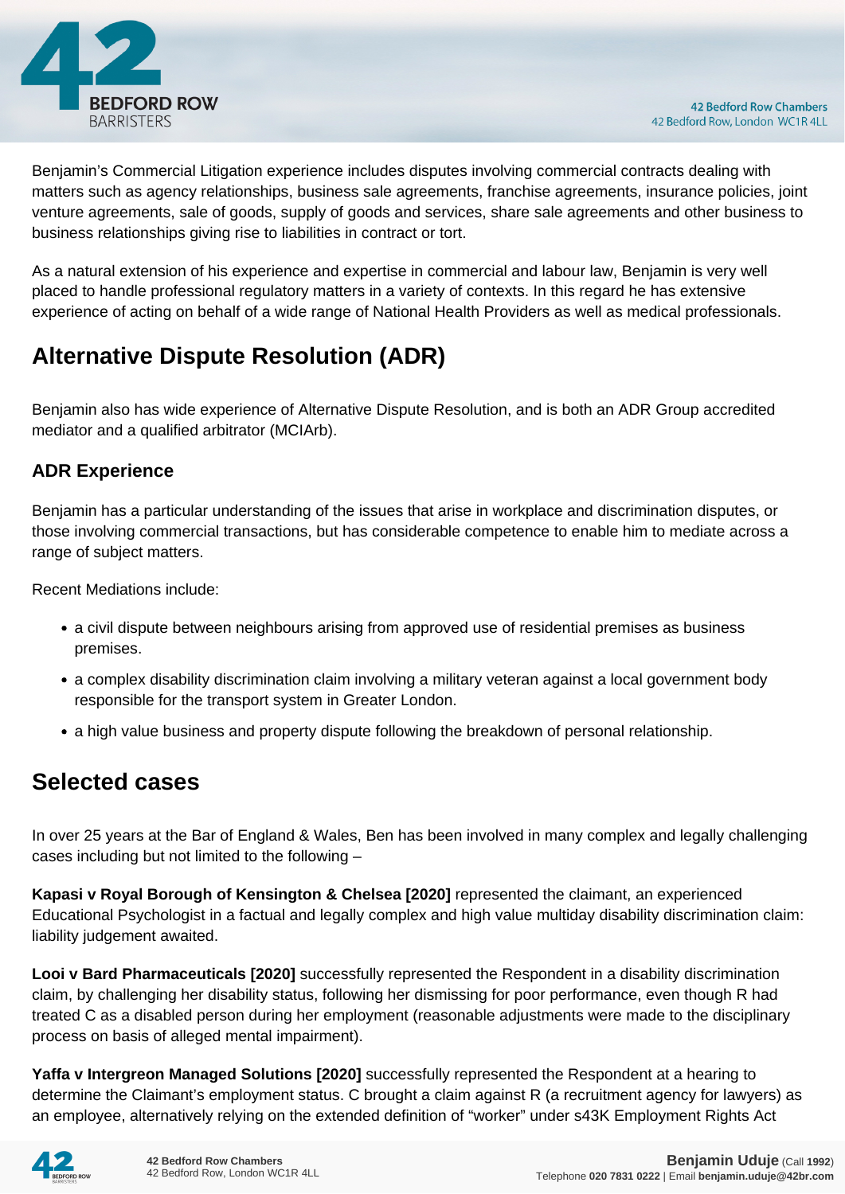Benjamin's Commercial Litigation experience includes disputes involving commercial contracts dealing with matters such as agency relationships, business sale agreements, franchise agreements, insurance policies, joint venture agreements, sale of goods, supply of goods and services, share sale agreements and other business to business relationships giving rise to liabilities in contract or tort.

As a natural extension of his experience and expertise in commercial and labour law, Benjamin is very well placed to handle professional regulatory matters in a variety of contexts. In this regard he has extensive experience of acting on behalf of a wide range of National Health Providers as well as medical professionals.

## Alternative Dispute Resolution (ADR)

Benjamin also has wide experience of Alternative Dispute Resolution, and is both an ADR Group accredited mediator and a qualified arbitrator (MCIArb).

### ADR Experience

Benjamin has a particular understanding of the issues that arise in workplace and discrimination disputes, or those involving commercial transactions, but has considerable competence to enable him to mediate across a range of subject matters.

Recent Mediations include:

- a civil dispute between neighbours arising from approved use of residential premises as business premises.
- a complex disability discrimination claim involving a military veteran against a local government body responsible for the transport system in Greater London.
- a high value business and property dispute following the breakdown of personal relationship.

## Selected cases

In over 25 years at the Bar of England & Wales, Ben has been involved in many complex and legally challenging cases including but not limited to the following –

**Kapasi v Royal Borough of Kensington & Chelsea [2020]** represented the claimant, an experienced Educational Psychologist in a factual and legally complex and high value multiday disability discrimination claim: liability judgement awaited.

**Looi v Bard Pharmaceuticals [2020]** successfully represented the Respondent in a disability discrimination claim, by challenging her disability status, following her dismissing for poor performance, even though R had treated C as a disabled person during her employment (reasonable adjustments were made to the disciplinary process on basis of alleged mental impairment).

**Yaffa v Intergreon Managed Solutions [2020]** successfully represented the Respondent at a hearing to determine the Claimant's employment status. C brought a claim against R (a recruitment agency for lawyers) as an employee, alternatively relying on the extended definition of "worker" under s43K Employment Rights Act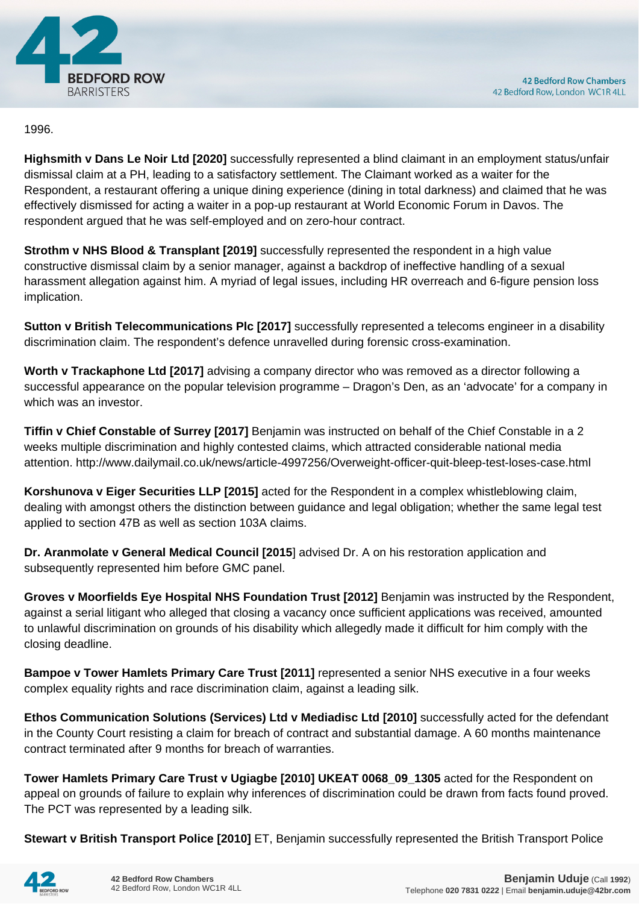1996.

**Highsmith v Dans Le Noir Ltd [2020]** successfully represented a blind claimant in an employment status/unfair dismissal claim at a PH, leading to a satisfactory settlement. The Claimant worked as a waiter for the Respondent, a restaurant offering a unique dining experience (dining in total darkness) and claimed that he was effectively dismissed for acting a waiter in a pop-up restaurant at World Economic Forum in Davos. The respondent argued that he was self-employed and on zero-hour contract.

**Strothm v NHS Blood & Transplant [2019]** successfully represented the respondent in a high value constructive dismissal claim by a senior manager, against a backdrop of ineffective handling of a sexual harassment allegation against him. A myriad of legal issues, including HR overreach and 6-figure pension loss implication.

**Sutton v British Telecommunications Plc [2017]** successfully represented a telecoms engineer in a disability discrimination claim. The respondent's defence unravelled during forensic cross-examination.

**Worth v Trackaphone Ltd [2017]** advising a company director who was removed as a director following a successful appearance on the popular television programme – Dragon's Den, as an 'advocate' for a company in which was an investor.

**Tiffin v Chief Constable of Surrey [2017]** Benjamin was instructed on behalf of the Chief Constable in a 2 weeks multiple discrimination and highly contested claims, which attracted considerable national media attention. http://www.dailymail.co.uk/news/article-4997256/Overweight-officer-quit-bleep-test-loses-case.html

**Korshunova v Eiger Securities LLP [2015]** acted for the Respondent in a complex whistleblowing claim, dealing with amongst others the distinction between guidance and legal obligation; whether the same legal test applied to section 47B as well as section 103A claims.

**Dr. Aranmolate v General Medical Council [2015**] advised Dr. A on his restoration application and subsequently represented him before GMC panel.

**Groves v Moorfields Eye Hospital NHS Foundation Trust [2012]** Benjamin was instructed by the Respondent, against a serial litigant who alleged that closing a vacancy once sufficient applications was received, amounted to unlawful discrimination on grounds of his disability which allegedly made it difficult for him comply with the closing deadline.

**Bampoe v Tower Hamlets Primary Care Trust [2011]** represented a senior NHS executive in a four weeks complex equality rights and race discrimination claim, against a leading silk.

**Ethos Communication Solutions (Services) Ltd v Mediadisc Ltd [2010]** successfully acted for the defendant in the County Court resisting a claim for breach of contract and substantial damage. A 60 months maintenance contract terminated after 9 months for breach of warranties.

**Tower Hamlets Primary Care Trust v Ugiagbe [2010] UKEAT 0068_09_1305** acted for the Respondent on appeal on grounds of failure to explain why inferences of discrimination could be drawn from facts found proved. The PCT was represented by a leading silk.

**Stewart v British Transport Police [2010]** ET, Benjamin successfully represented the British Transport Police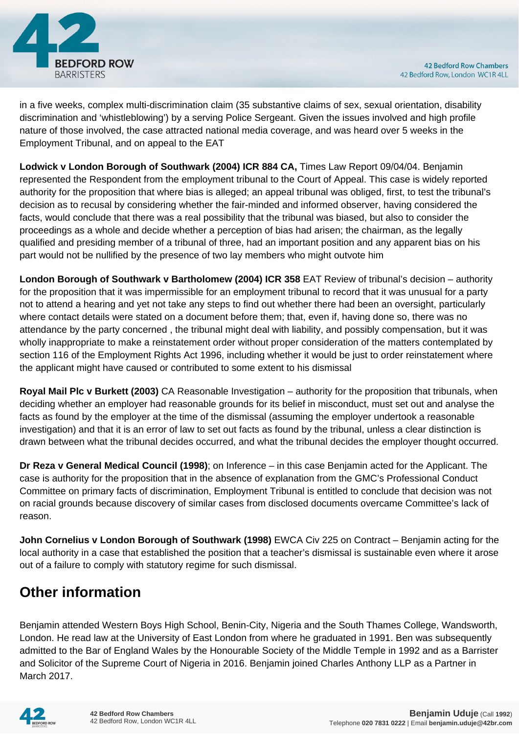in a five weeks, complex multi-discrimination claim (35 substantive claims of sex, sexual orientation, disability discrimination and 'whistleblowing') by a serving Police Sergeant. Given the issues involved and high profile nature of those involved, the case attracted national media coverage, and was heard over 5 weeks in the Employment Tribunal, and on appeal to the EAT

**Lodwick v London Borough of Southwark (2004) ICR 884 CA,** Times Law Report 09/04/04. Benjamin represented the Respondent from the employment tribunal to the Court of Appeal. This case is widely reported authority for the proposition that where bias is alleged; an appeal tribunal was obliged, first, to test the tribunal's decision as to recusal by considering whether the fair-minded and informed observer, having considered the facts, would conclude that there was a real possibility that the tribunal was biased, but also to consider the proceedings as a whole and decide whether a perception of bias had arisen; the chairman, as the legally qualified and presiding member of a tribunal of three, had an important position and any apparent bias on his part would not be nullified by the presence of two lay members who might outvote him

**London Borough of Southwark v Bartholomew (2004) ICR 358** EAT Review of tribunal's decision – authority for the proposition that it was impermissible for an employment tribunal to record that it was unusual for a party not to attend a hearing and yet not take any steps to find out whether there had been an oversight, particularly where contact details were stated on a document before them; that, even if, having done so, there was no attendance by the party concerned , the tribunal might deal with liability, and possibly compensation, but it was wholly inappropriate to make a reinstatement order without proper consideration of the matters contemplated by section 116 of the Employment Rights Act 1996, including whether it would be just to order reinstatement where the applicant might have caused or contributed to some extent to his dismissal

**Royal Mail Plc v Burkett (2003)** CA Reasonable Investigation – authority for the proposition that tribunals, when deciding whether an employer had reasonable grounds for its belief in misconduct, must set out and analyse the facts as found by the employer at the time of the dismissal (assuming the employer undertook a reasonable investigation) and that it is an error of law to set out facts as found by the tribunal, unless a clear distinction is drawn between what the tribunal decides occurred, and what the tribunal decides the employer thought occurred.

**Dr Reza v General Medical Council (1998)**; on Inference – in this case Benjamin acted for the Applicant. The case is authority for the proposition that in the absence of explanation from the GMC's Professional Conduct Committee on primary facts of discrimination, Employment Tribunal is entitled to conclude that decision was not on racial grounds because discovery of similar cases from disclosed documents overcame Committee's lack of reason.

**John Cornelius v London Borough of Southwark (1998)** EWCA Civ 225 on Contract – Benjamin acting for the local authority in a case that established the position that a teacher's dismissal is sustainable even where it arose out of a failure to comply with statutory regime for such dismissal.

## Other information

Benjamin attended Western Boys High School, Benin-City, Nigeria and the South Thames College, Wandsworth, London. He read law at the University of East London from where he graduated in 1991. Ben was subsequently admitted to the Bar of England Wales by the Honourable Society of the Middle Temple in 1992 and as a Barrister and Solicitor of the Supreme Court of Nigeria in 2016. Benjamin joined Charles Anthony LLP as a Partner in March 2017.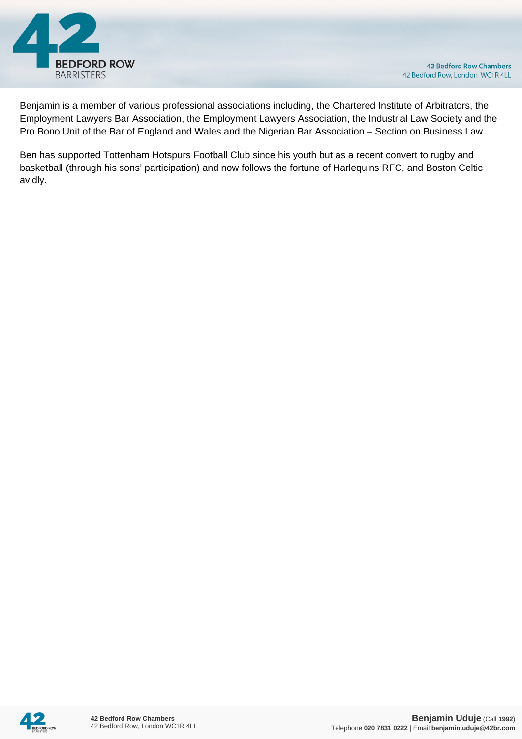Benjamin is a member of various professional associations including, the Chartered Institute of Arbitrators, the Employment Lawyers Bar Association, the Employment Lawyers Association, the Industrial Law Society and the Pro Bono Unit of the Bar of England and Wales and the Nigerian Bar Association – Section on Business Law.

Ben has supported Tottenham Hotspurs Football Club since his youth but as a recent convert to rugby and basketball (through his sons' participation) and now follows the fortune of Harlequins RFC, and Boston Celtic avidly.